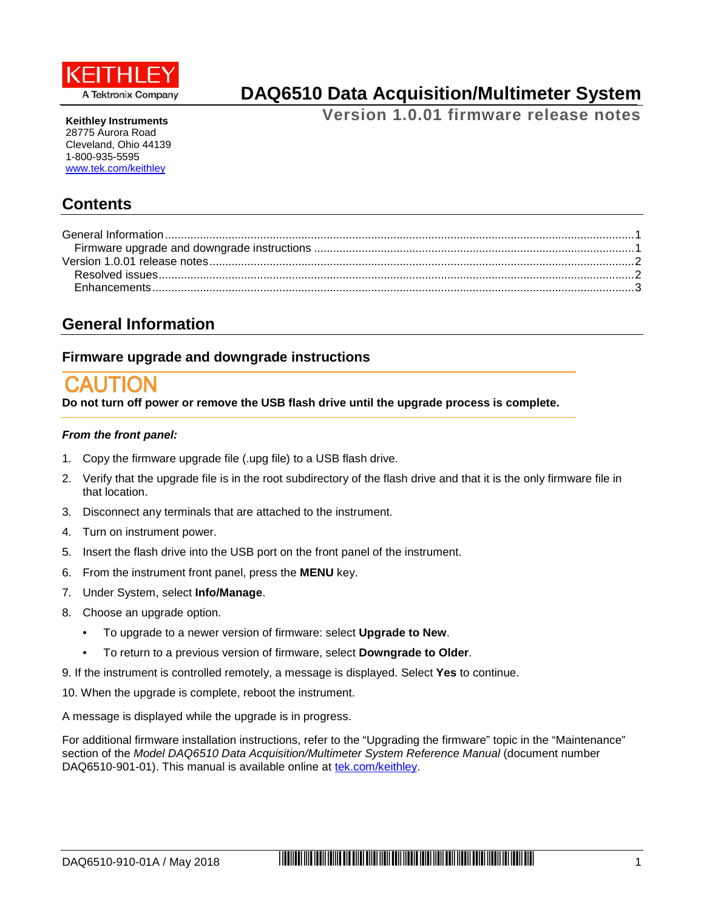KEITHLEY
A Tektronix Company

# DAQ6510 Data Acquisition/Multimeter System

## Version 1.0.01 firmware release notes

**Keithley Instruments**
28775 Aurora Road
Cleveland, Ohio 44139
1-800-935-5595
www.tek.com/keithley

## Contents

General Information ........ 1
  Firmware upgrade and downgrade instructions ........ 1
Version 1.0.01 release notes ........ 2
  Resolved issues ........ 2
  Enhancements ........ 3

## General Information

### Firmware upgrade and downgrade instructions

**CAUTION**

**Do not turn off power or remove the USB flash drive until the upgrade process is complete.**

***From the front panel:***

1. Copy the firmware upgrade file (.upg file) to a USB flash drive.
2. Verify that the upgrade file is in the root subdirectory of the flash drive and that it is the only firmware file in that location.
3. Disconnect any terminals that are attached to the instrument.
4. Turn on instrument power.
5. Insert the flash drive into the USB port on the front panel of the instrument.
6. From the instrument front panel, press the **MENU** key.
7. Under System, select **Info/Manage**.
8. Choose an upgrade option.
   - To upgrade to a newer version of firmware: select **Upgrade to New**.
   - To return to a previous version of firmware, select **Downgrade to Older**.
9. If the instrument is controlled remotely, a message is displayed. Select **Yes** to continue.
10. When the upgrade is complete, reboot the instrument.

A message is displayed while the upgrade is in progress.

For additional firmware installation instructions, refer to the “Upgrading the firmware” topic in the “Maintenance” section of the *Model DAQ6510 Data Acquisition/Multimeter System Reference Manual* (document number DAQ6510-901-01). This manual is available online at tek.com/keithley.

DAQ6510-910-01A / May 2018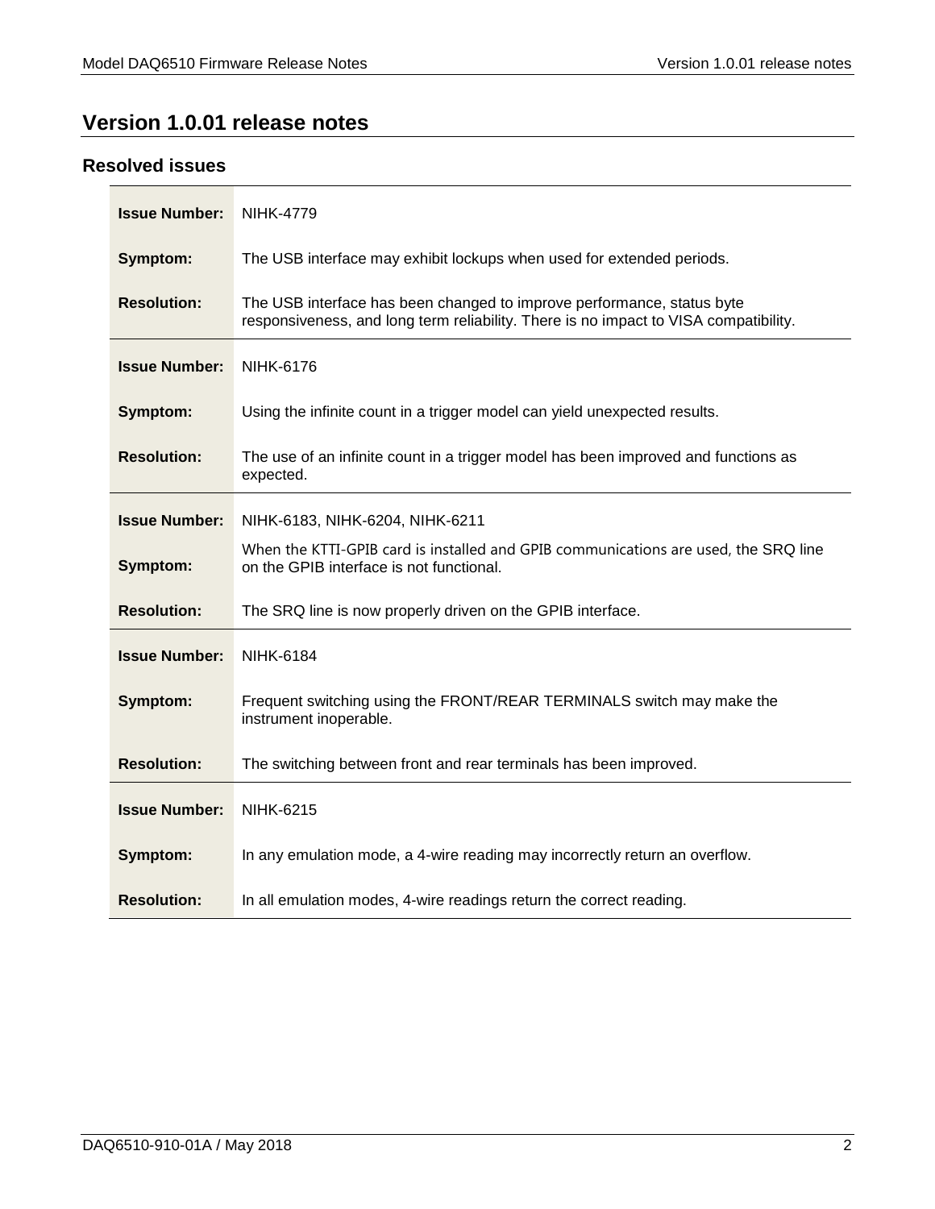## Version 1.0.01 release notes

### Resolved issues

| | |
|---|---|
| **Issue Number:** | NIHK-4779 |
| **Symptom:** | The USB interface may exhibit lockups when used for extended periods. |
| **Resolution:** | The USB interface has been changed to improve performance, status byte responsiveness, and long term reliability. There is no impact to VISA compatibility. |

| | |
|---|---|
| **Issue Number:** | NIHK-6176 |
| **Symptom:** | Using the infinite count in a trigger model can yield unexpected results. |
| **Resolution:** | The use of an infinite count in a trigger model has been improved and functions as expected. |

| | |
|---|---|
| **Issue Number:** | NIHK-6183, NIHK-6204, NIHK-6211 |
| **Symptom:** | When the KTTI-GPIB card is installed and GPIB communications are used, the SRQ line on the GPIB interface is not functional. |
| **Resolution:** | The SRQ line is now properly driven on the GPIB interface. |

| | |
|---|---|
| **Issue Number:** | NIHK-6184 |
| **Symptom:** | Frequent switching using the FRONT/REAR TERMINALS switch may make the instrument inoperable. |
| **Resolution:** | The switching between front and rear terminals has been improved. |

| | |
|---|---|
| **Issue Number:** | NIHK-6215 |
| **Symptom:** | In any emulation mode, a 4-wire reading may incorrectly return an overflow. |
| **Resolution:** | In all emulation modes, 4-wire readings return the correct reading. |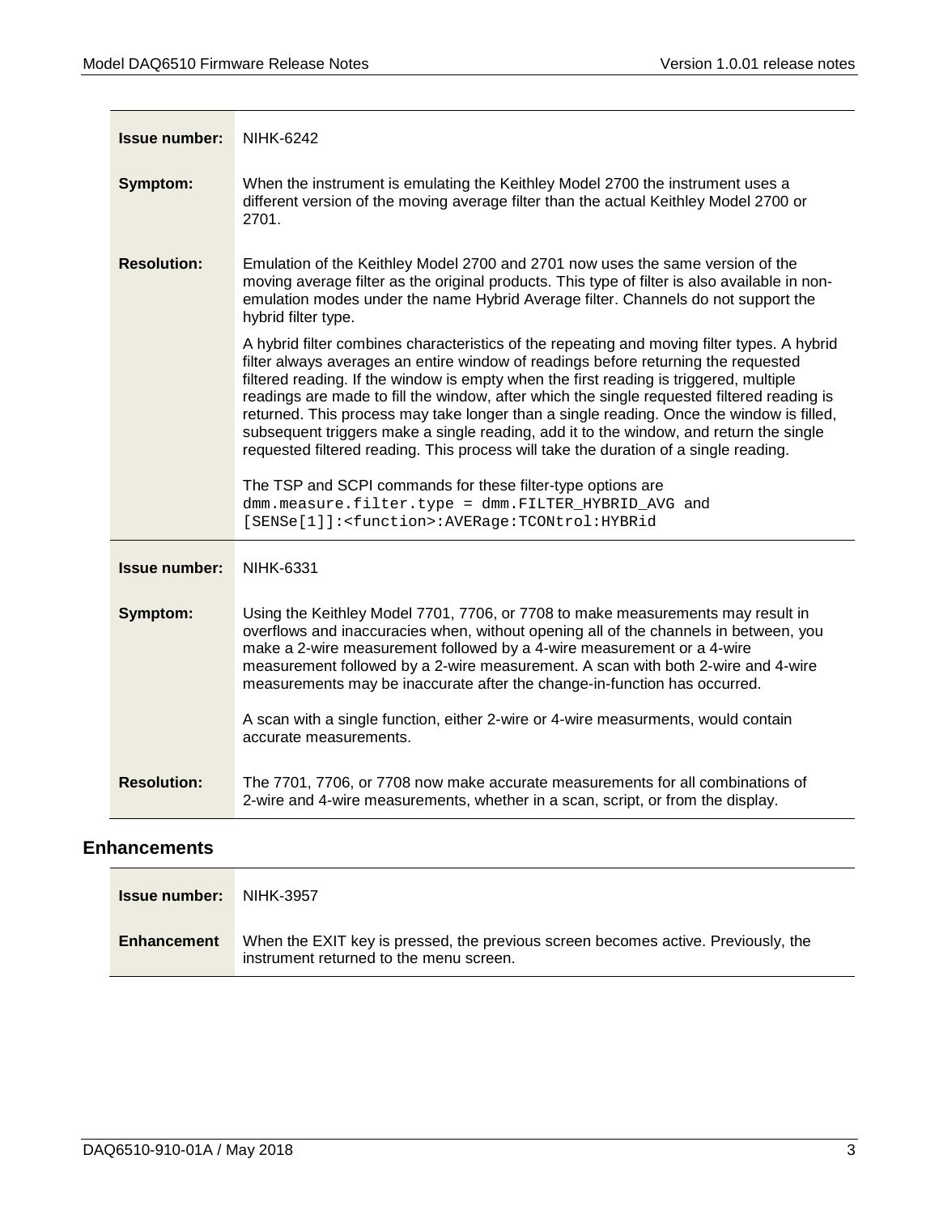| | |
|---|---|
| **Issue number:** | NIHK-6242 |
| **Symptom:** | When the instrument is emulating the Keithley Model 2700 the instrument uses a different version of the moving average filter than the actual Keithley Model 2700 or 2701. |
| **Resolution:** | Emulation of the Keithley Model 2700 and 2701 now uses the same version of the moving average filter as the original products. This type of filter is also available in non-emulation modes under the name Hybrid Average filter. Channels do not support the hybrid filter type.<br><br>A hybrid filter combines characteristics of the repeating and moving filter types. A hybrid filter always averages an entire window of readings before returning the requested filtered reading. If the window is empty when the first reading is triggered, multiple readings are made to fill the window, after which the single requested filtered reading is returned. This process may take longer than a single reading. Once the window is filled, subsequent triggers make a single reading, add it to the window, and return the single requested filtered reading. This process will take the duration of a single reading.<br><br>The TSP and SCPI commands for these filter-type options are `dmm.measure.filter.type = dmm.FILTER_HYBRID_AVG` and `[SENSe[1]]:<function>:AVERage:TCONtrol:HYBRid` |

| | |
|---|---|
| **Issue number:** | NIHK-6331 |
| **Symptom:** | Using the Keithley Model 7701, 7706, or 7708 to make measurements may result in overflows and inaccuracies when, without opening all of the channels in between, you make a 2-wire measurement followed by a 4-wire measurement or a 4-wire measurement followed by a 2-wire measurement. A scan with both 2-wire and 4-wire measurements may be inaccurate after the change-in-function has occurred.<br><br>A scan with a single function, either 2-wire or 4-wire measurments, would contain accurate measurements. |
| **Resolution:** | The 7701, 7706, or 7708 now make accurate measurements for all combinations of 2-wire and 4-wire measurements, whether in a scan, script, or from the display. |

## Enhancements

| | |
|---|---|
| **Issue number:** | NIHK-3957 |
| **Enhancement** | When the EXIT key is pressed, the previous screen becomes active. Previously, the instrument returned to the menu screen. |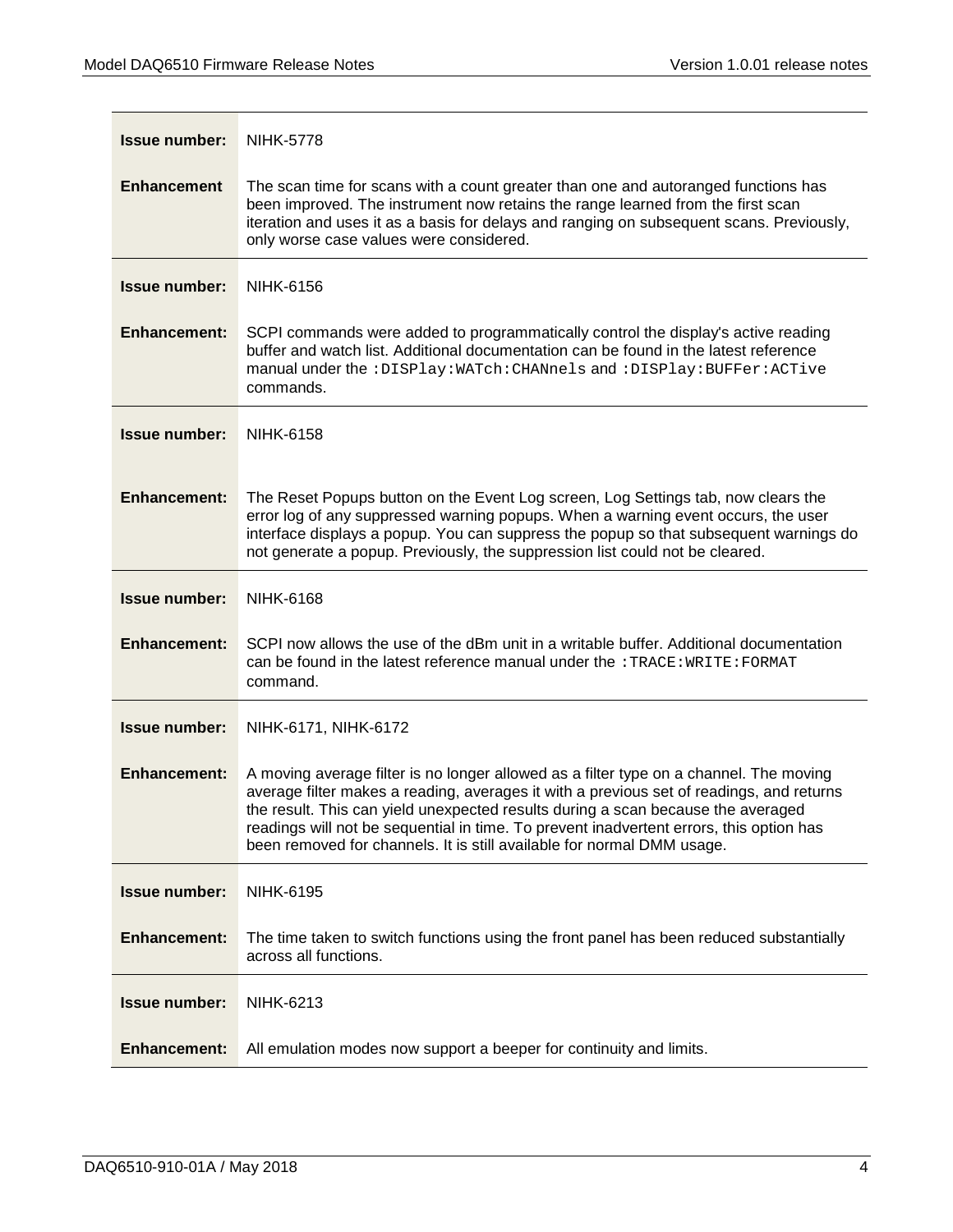| | |
|---|---|
| **Issue number:** | NIHK-5778 |
| **Enhancement** | The scan time for scans with a count greater than one and autoranged functions has been improved. The instrument now retains the range learned from the first scan iteration and uses it as a basis for delays and ranging on subsequent scans. Previously, only worse case values were considered. |
| **Issue number:** | NIHK-6156 |
| **Enhancement:** | SCPI commands were added to programmatically control the display's active reading buffer and watch list. Additional documentation can be found in the latest reference manual under the `:DISPlay:WATch:CHANnels` and `:DISPlay:BUFFer:ACTive` commands. |
| **Issue number:** | NIHK-6158 |
| **Enhancement:** | The Reset Popups button on the Event Log screen, Log Settings tab, now clears the error log of any suppressed warning popups. When a warning event occurs, the user interface displays a popup. You can suppress the popup so that subsequent warnings do not generate a popup. Previously, the suppression list could not be cleared. |
| **Issue number:** | NIHK-6168 |
| **Enhancement:** | SCPI now allows the use of the dBm unit in a writable buffer. Additional documentation can be found in the latest reference manual under the `:TRACE:WRITE:FORMAT` command. |
| **Issue number:** | NIHK-6171, NIHK-6172 |
| **Enhancement:** | A moving average filter is no longer allowed as a filter type on a channel. The moving average filter makes a reading, averages it with a previous set of readings, and returns the result. This can yield unexpected results during a scan because the averaged readings will not be sequential in time. To prevent inadvertent errors, this option has been removed for channels. It is still available for normal DMM usage. |
| **Issue number:** | NIHK-6195 |
| **Enhancement:** | The time taken to switch functions using the front panel has been reduced substantially across all functions. |
| **Issue number:** | NIHK-6213 |
| **Enhancement:** | All emulation modes now support a beeper for continuity and limits. |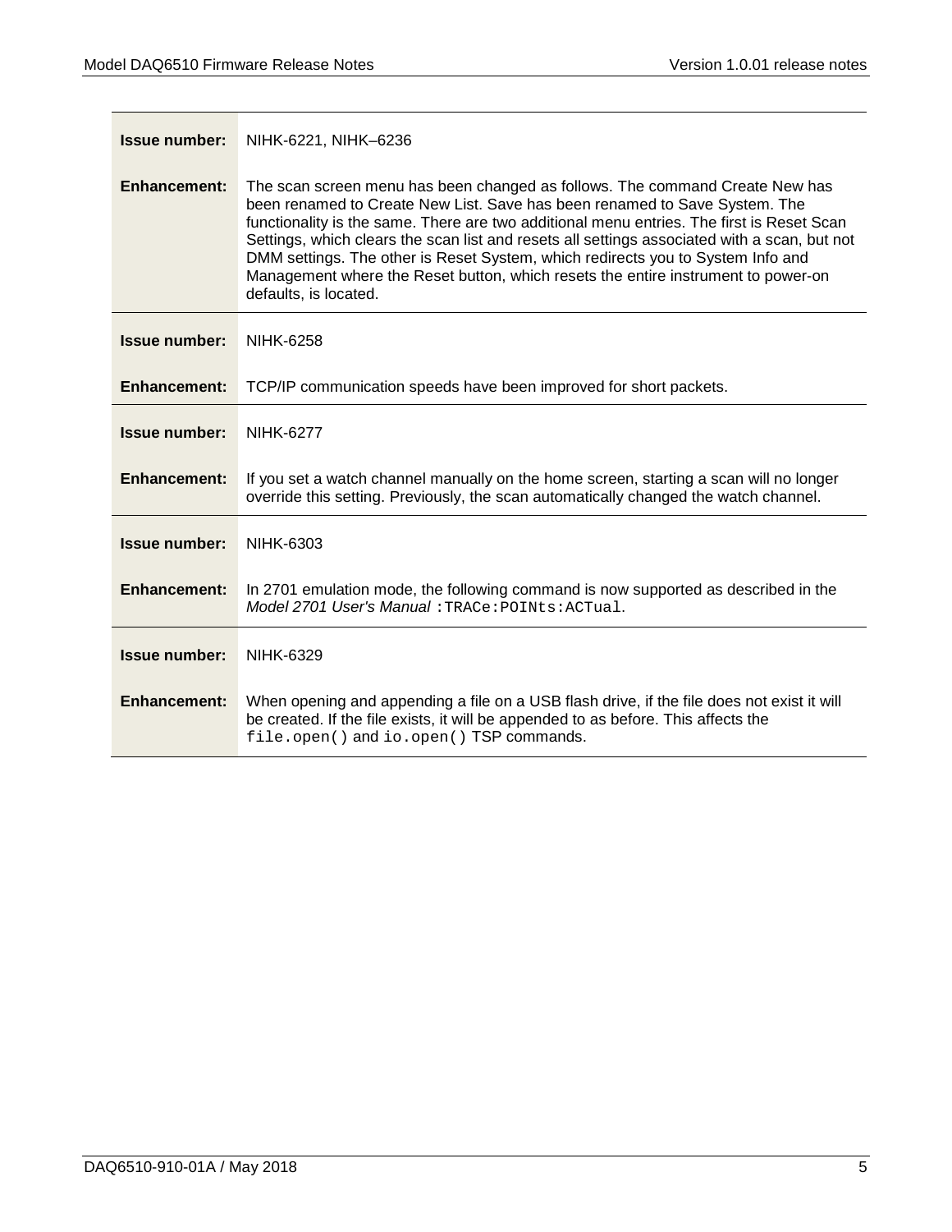| | |
|---|---|
| **Issue number:** | NIHK-6221, NIHK–6236 |
| **Enhancement:** | The scan screen menu has been changed as follows. The command Create New has been renamed to Create New List. Save has been renamed to Save System. The functionality is the same. There are two additional menu entries. The first is Reset Scan Settings, which clears the scan list and resets all settings associated with a scan, but not DMM settings. The other is Reset System, which redirects you to System Info and Management where the Reset button, which resets the entire instrument to power-on defaults, is located. |
| **Issue number:** | NIHK-6258 |
| **Enhancement:** | TCP/IP communication speeds have been improved for short packets. |
| **Issue number:** | NIHK-6277 |
| **Enhancement:** | If you set a watch channel manually on the home screen, starting a scan will no longer override this setting. Previously, the scan automatically changed the watch channel. |
| **Issue number:** | NIHK-6303 |
| **Enhancement:** | In 2701 emulation mode, the following command is now supported as described in the *Model 2701 User's Manual* `:TRACe:POINts:ACTual`. |
| **Issue number:** | NIHK-6329 |
| **Enhancement:** | When opening and appending a file on a USB flash drive, if the file does not exist it will be created. If the file exists, it will be appended to as before. This affects the `file.open()` and `io.open()` TSP commands. |